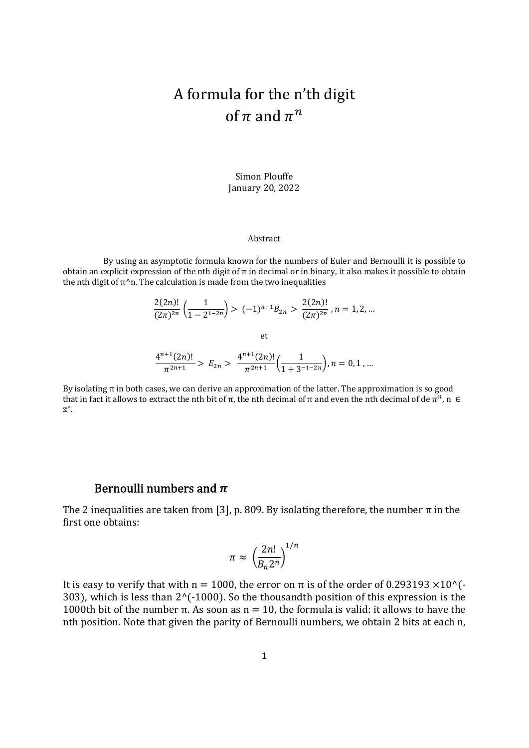# A formula for the n'th digit of $\pi$ and $\pi^n$

Simon Plouffe
January 20, 2022

Abstract

By using an asymptotic formula known for the numbers of Euler and Bernoulli it is possible to obtain an explicit expression of the nth digit of π in decimal or in binary, it also makes it possible to obtain the nth digit of π^n. The calculation is made from the two inequalities

$$\frac{2(2n)!}{(2\pi)^{2n}}\left(\frac{1}{1-2^{1-2n}}\right) > (-1)^{n+1}B_{2n} > \frac{2(2n)!}{(2\pi)^{2n}}, n = 1, 2, \ldots$$

et

$$\frac{4^{n+1}(2n)!}{\pi^{2n+1}} > E_{2n} > \frac{4^{n+1}(2n)!}{\pi^{2n+1}}\left(\frac{1}{1+3^{-1-2n}}\right), n = 0, 1, \ldots$$

By isolating π in both cases, we can derive an approximation of the latter. The approximation is so good that in fact it allows to extract the nth bit of π, the nth decimal of π and even the nth decimal of de $\pi^n$, n $\in \mathbb{Z}^*$.

## Bernoulli numbers and $\pi$

The 2 inequalities are taken from [3], p. 809. By isolating therefore, the number π in the first one obtains:

$$\pi \approx \left(\frac{2n!}{B_n 2^n}\right)^{1/n}$$

It is easy to verify that with n = 1000, the error on π is of the order of 0.293193 ×10^(-303), which is less than 2^(-1000). So the thousandth position of this expression is the 1000th bit of the number π. As soon as n = 10, the formula is valid: it allows to have the nth position. Note that given the parity of Bernoulli numbers, we obtain 2 bits at each n,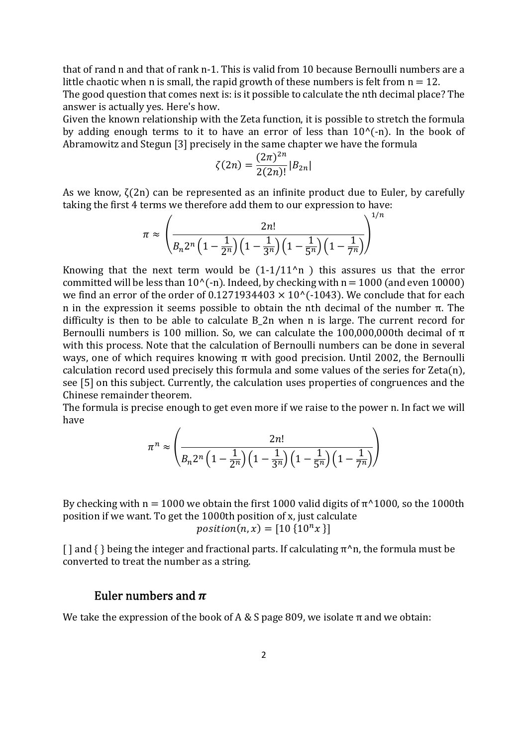that of rand n and that of rank n-1. This is valid from 10 because Bernoulli numbers are a little chaotic when n is small, the rapid growth of these numbers is felt from $n = 12$.

The good question that comes next is: is it possible to calculate the nth decimal place? The answer is actually yes. Here's how.

Given the known relationship with the Zeta function, it is possible to stretch the formula by adding enough terms to it to have an error of less than $10^{-n}$. In the book of Abramowitz and Stegun [3] precisely in the same chapter we have the formula

$$\zeta(2n) = \frac{(2\pi)^{2n}}{2(2n)!}|B_{2n}|$$

As we know, ζ(2n) can be represented as an infinite product due to Euler, by carefully taking the first 4 terms we therefore add them to our expression to have:

$$\pi \approx \left( \frac{2n!}{B_n 2^n \left(1-\frac{1}{2^n}\right)\left(1-\frac{1}{3^n}\right)\left(1-\frac{1}{5^n}\right)\left(1-\frac{1}{7^n}\right)} \right)^{1/n}$$

Knowing that the next term would be $(1-1/11^n)$ this assures us that the error committed will be less than $10^{-n}$. Indeed, by checking with $n = 1000$ (and even 10000) we find an error of the order of $0.1271934403 \times 10^{-1043}$. We conclude that for each n in the expression it seems possible to obtain the nth decimal of the number π. The difficulty is then to be able to calculate $B_{2n}$ when n is large. The current record for Bernoulli numbers is 100 million. So, we can calculate the 100,000,000th decimal of π with this process. Note that the calculation of Bernoulli numbers can be done in several ways, one of which requires knowing π with good precision. Until 2002, the Bernoulli calculation record used precisely this formula and some values of the series for Zeta(n), see [5] on this subject. Currently, the calculation uses properties of congruences and the Chinese remainder theorem.

The formula is precise enough to get even more if we raise to the power n. In fact we will have

$$\pi^n \approx \left( \frac{2n!}{B_n 2^n \left(1-\frac{1}{2^n}\right)\left(1-\frac{1}{3^n}\right)\left(1-\frac{1}{5^n}\right)\left(1-\frac{1}{7^n}\right)} \right)$$

By checking with $n = 1000$ we obtain the first 1000 valid digits of $\pi^{1000}$, so the 1000th position if we want. To get the 1000th position of x, just calculate

$$position(n, x) = [10\,\{10^n x\}]$$

[ ] and { } being the integer and fractional parts. If calculating $\pi^n$, the formula must be converted to treat the number as a string.

## Euler numbers and $\pi$

We take the expression of the book of A & S page 809, we isolate π and we obtain: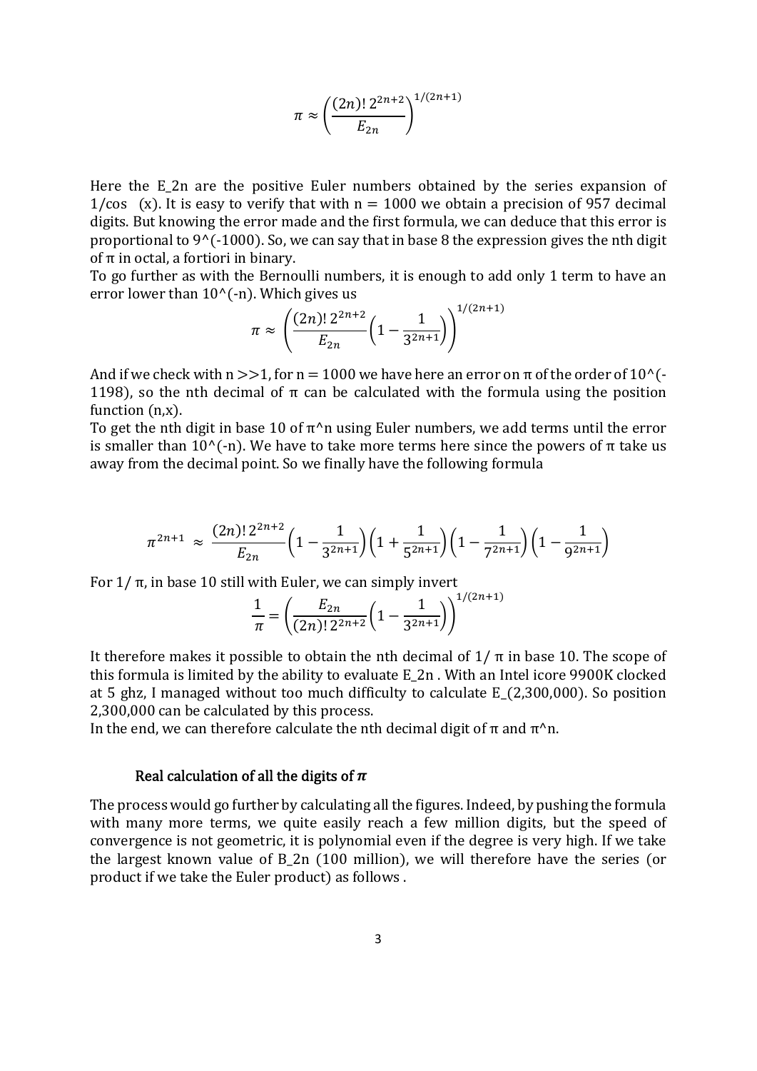$$\pi \approx \left(\frac{(2n)!\,2^{2n+2}}{E_{2n}}\right)^{1/(2n+1)}$$

Here the $E_{2n}$ are the positive Euler numbers obtained by the series expansion of $1/\cos(x)$. It is easy to verify that with $n = 1000$ we obtain a precision of 957 decimal digits. But knowing the error made and the first formula, we can deduce that this error is proportional to $9^{-1000}$. So, we can say that in base 8 the expression gives the nth digit of π in octal, a fortiori in binary.

To go further as with the Bernoulli numbers, it is enough to add only 1 term to have an error lower than $10^{-n}$. Which gives us

$$\pi \approx \left(\frac{(2n)!\,2^{2n+2}}{E_{2n}}\left(1-\frac{1}{3^{2n+1}}\right)\right)^{1/(2n+1)}$$

And if we check with $n \gg 1$, for $n = 1000$ we have here an error on π of the order of $10^{-1198}$, so the nth decimal of π can be calculated with the formula using the position function $(n,x)$.

To get the nth digit in base 10 of $\pi^n$ using Euler numbers, we add terms until the error is smaller than $10^{-n}$. We have to take more terms here since the powers of π take us away from the decimal point. So we finally have the following formula

$$\pi^{2n+1} \approx \frac{(2n)!\,2^{2n+2}}{E_{2n}}\left(1-\frac{1}{3^{2n+1}}\right)\left(1+\frac{1}{5^{2n+1}}\right)\left(1-\frac{1}{7^{2n+1}}\right)\left(1-\frac{1}{9^{2n+1}}\right)$$

For $1/\pi$, in base 10 still with Euler, we can simply invert

$$\frac{1}{\pi} = \left(\frac{E_{2n}}{(2n)!\,2^{2n+2}}\left(1-\frac{1}{3^{2n+1}}\right)\right)^{1/(2n+1)}$$

It therefore makes it possible to obtain the nth decimal of $1/\pi$ in base 10. The scope of this formula is limited by the ability to evaluate $E_{2n}$. With an Intel icore 9900K clocked at 5 ghz, I managed without too much difficulty to calculate $E_{2,300,000}$. So position 2,300,000 can be calculated by this process.

In the end, we can therefore calculate the nth decimal digit of π and $\pi^n$.

### Real calculation of all the digits of $\pi$

The process would go further by calculating all the figures. Indeed, by pushing the formula with many more terms, we quite easily reach a few million digits, but the speed of convergence is not geometric, it is polynomial even if the degree is very high. If we take the largest known value of $B_{2n}$ (100 million), we will therefore have the series (or product if we take the Euler product) as follows .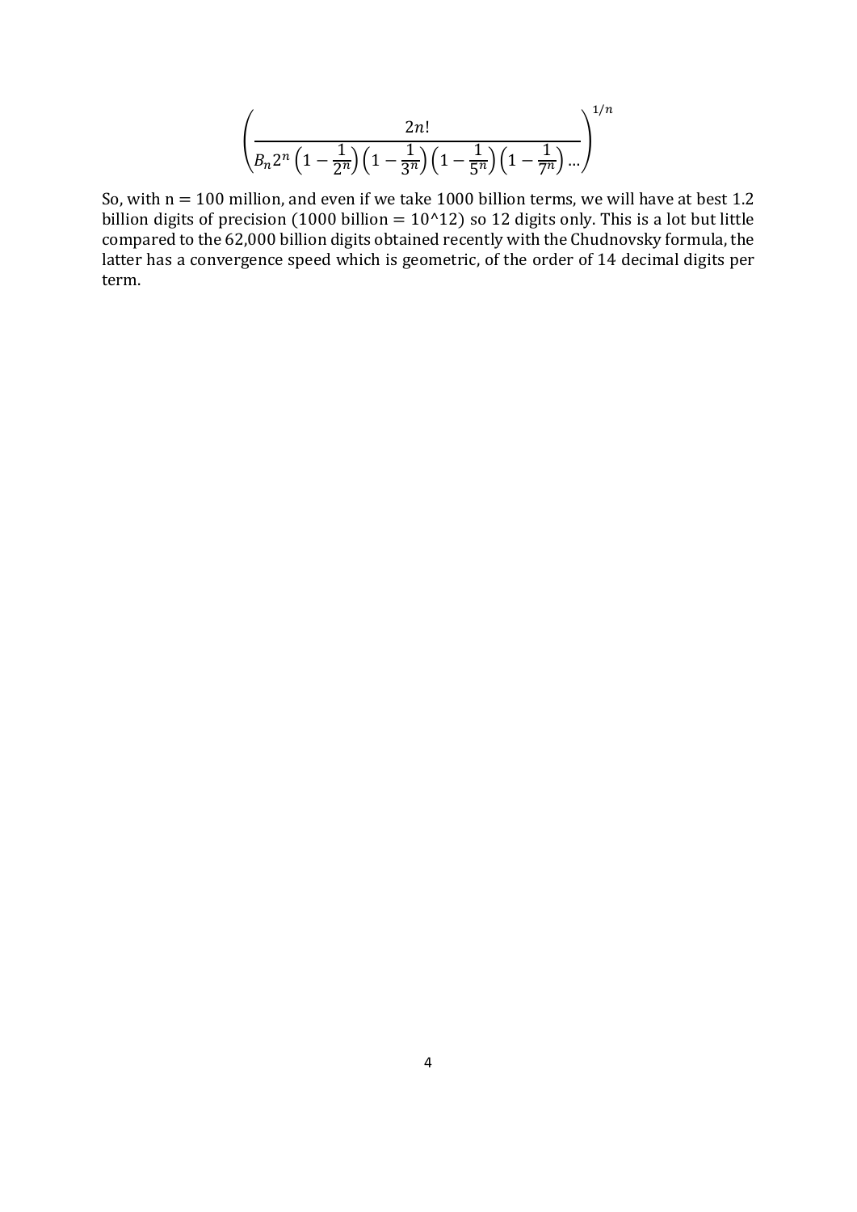$$\left(\frac{2n!}{B_n 2^n \left(1-\frac{1}{2^n}\right)\left(1-\frac{1}{3^n}\right)\left(1-\frac{1}{5^n}\right)\left(1-\frac{1}{7^n}\right)\ldots}\right)^{1/n}$$

So, with n = 100 million, and even if we take 1000 billion terms, we will have at best 1.2 billion digits of precision (1000 billion = 10^12) so 12 digits only. This is a lot but little compared to the 62,000 billion digits obtained recently with the Chudnovsky formula, the latter has a convergence speed which is geometric, of the order of 14 decimal digits per term.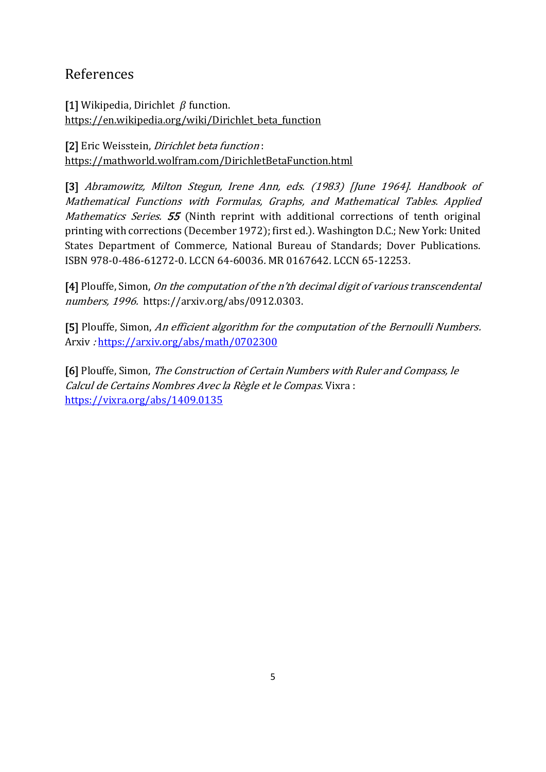## References

**[1]** Wikipedia, Dirichlet $\beta$ function.
https://en.wikipedia.org/wiki/Dirichlet_beta_function

**[2]** Eric Weisstein, *Dirichlet beta function* :
https://mathworld.wolfram.com/DirichletBetaFunction.html

**[3]** *Abramowitz, Milton Stegun, Irene Ann, eds. (1983) [June 1964]. Handbook of Mathematical Functions with Formulas, Graphs, and Mathematical Tables. Applied Mathematics Series.* ***55*** (Ninth reprint with additional corrections of tenth original printing with corrections (December 1972); first ed.). Washington D.C.; New York: United States Department of Commerce, National Bureau of Standards; Dover Publications. ISBN 978-0-486-61272-0*.* LCCN 64-60036*.* MR 0167642*.* LCCN 65-12253*.*

**[4]** Plouffe, Simon, *On the computation of the n'th decimal digit of various transcendental numbers, 1996.* https://arxiv.org/abs/0912.0303.

**[5]** Plouffe, Simon, *An efficient algorithm for the computation of the Bernoulli Numbers.* Arxiv *:* https://arxiv.org/abs/math/0702300

**[6]** Plouffe, Simon, *The Construction of Certain Numbers with Ruler and Compass, le Calcul de Certains Nombres Avec la Règle et le Compas.* Vixra :
https://vixra.org/abs/1409.0135